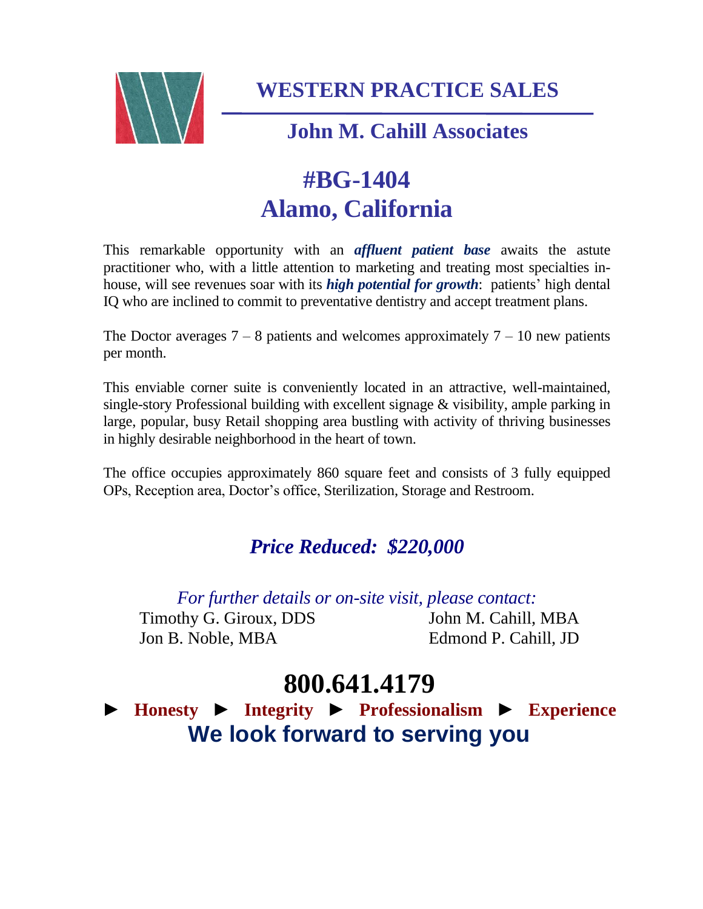# WESTERN PRACTICE SALES

## John M. Cahill Associates

# #BG-1404
# Alamo, California

This remarkable opportunity with an ***affluent patient base*** awaits the astute practitioner who, with a little attention to marketing and treating most specialties in-house, will see revenues soar with its ***high potential for growth***: patients' high dental IQ who are inclined to commit to preventative dentistry and accept treatment plans.

The Doctor averages 7 – 8 patients and welcomes approximately 7 – 10 new patients per month.

This enviable corner suite is conveniently located in an attractive, well-maintained, single-story Professional building with excellent signage & visibility, ample parking in large, popular, busy Retail shopping area bustling with activity of thriving businesses in highly desirable neighborhood in the heart of town.

The office occupies approximately 860 square feet and consists of 3 fully equipped OPs, Reception area, Doctor's office, Sterilization, Storage and Restroom.

***Price Reduced: $220,000***

*For further details or on-site visit, please contact:*

Timothy G. Giroux, DDS
Jon B. Noble, MBA
John M. Cahill, MBA
Edmond P. Cahill, JD

# 800.641.4179

► **Honesty** ► **Integrity** ► **Professionalism** ► **Experience**

**We look forward to serving you**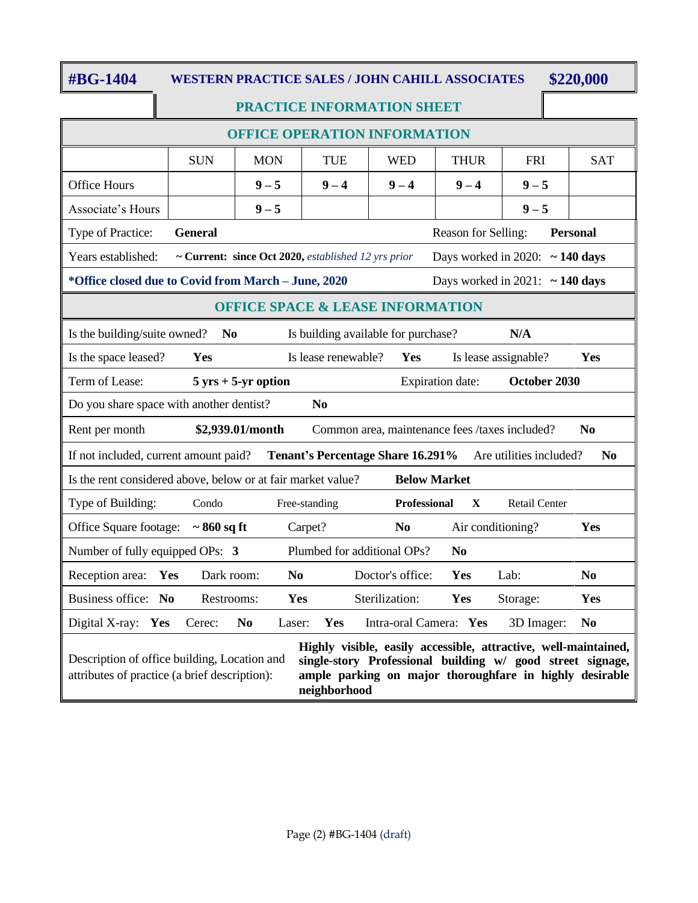**#BG-1404** | **WESTERN PRACTICE SALES / JOHN CAHILL ASSOCIATES** | **$220,000**

## PRACTICE INFORMATION SHEET

### OFFICE OPERATION INFORMATION

| | SUN | MON | TUE | WED | THUR | FRI | SAT |
|---|---|---|---|---|---|---|---|
| Office Hours | | **9 – 5** | **9 – 4** | **9 – 4** | **9 – 4** | **9 – 5** | |
| Associate's Hours | | **9 – 5** | | | | **9 – 5** | |

| | | | |
|---|---|---|---|
| Type of Practice: | **General** | Reason for Selling: | **Personal** |
| Years established: | **~ Current: since Oct 2020,** *established 12 yrs prior* | Days worked in 2020: | **~ 140 days** |
| ***Office closed due to Covid from March – June, 2020** | | Days worked in 2021: | **~ 140 days** |

### OFFICE SPACE & LEASE INFORMATION

| | | | | | |
|---|---|---|---|---|---|
| Is the building/suite owned? | **No** | Is building available for purchase? | **N/A** | | |
| Is the space leased? | **Yes** | Is lease renewable? | **Yes** | Is lease assignable? | **Yes** |
| Term of Lease: | **5 yrs + 5-yr option** | Expiration date: | **October 2030** | | |
| Do you share space with another dentist? | **No** | | | | |
| Rent per month | **$2,939.01/month** | Common area, maintenance fees /taxes included? | **No** | | |
| If not included, current amount paid? | **Tenant's Percentage Share 16.291%** | Are utilities included? | **No** | | |
| Is the rent considered above, below or at fair market value? | **Below Market** | | | | |
| Type of Building: | Condo | Free-standing | **Professional X** | Retail Center | |
| Office Square footage: | **~ 860 sq ft** | Carpet? | **No** | Air conditioning? | **Yes** |
| Number of fully equipped OPs: | **3** | Plumbed for additional OPs? | **No** | | |

| | | | | | | | |
|---|---|---|---|---|---|---|---|
| Reception area: | **Yes** | Dark room: | **No** | Doctor's office: | **Yes** | Lab: | **No** |
| Business office: | **No** | Restrooms: | **Yes** | Sterilization: | **Yes** | Storage: | **Yes** |

| | | | | | | | | | |
|---|---|---|---|---|---|---|---|---|---|
| Digital X-ray: | **Yes** | Cerec: | **No** | Laser: | **Yes** | Intra-oral Camera: | **Yes** | 3D Imager: | **No** |

| | |
|---|---|
| Description of office building, Location and attributes of practice (a brief description): | **Highly visible, easily accessible, attractive, well-maintained, single-story Professional building w/ good street signage, ample parking on major thoroughfare in highly desirable neighborhood** |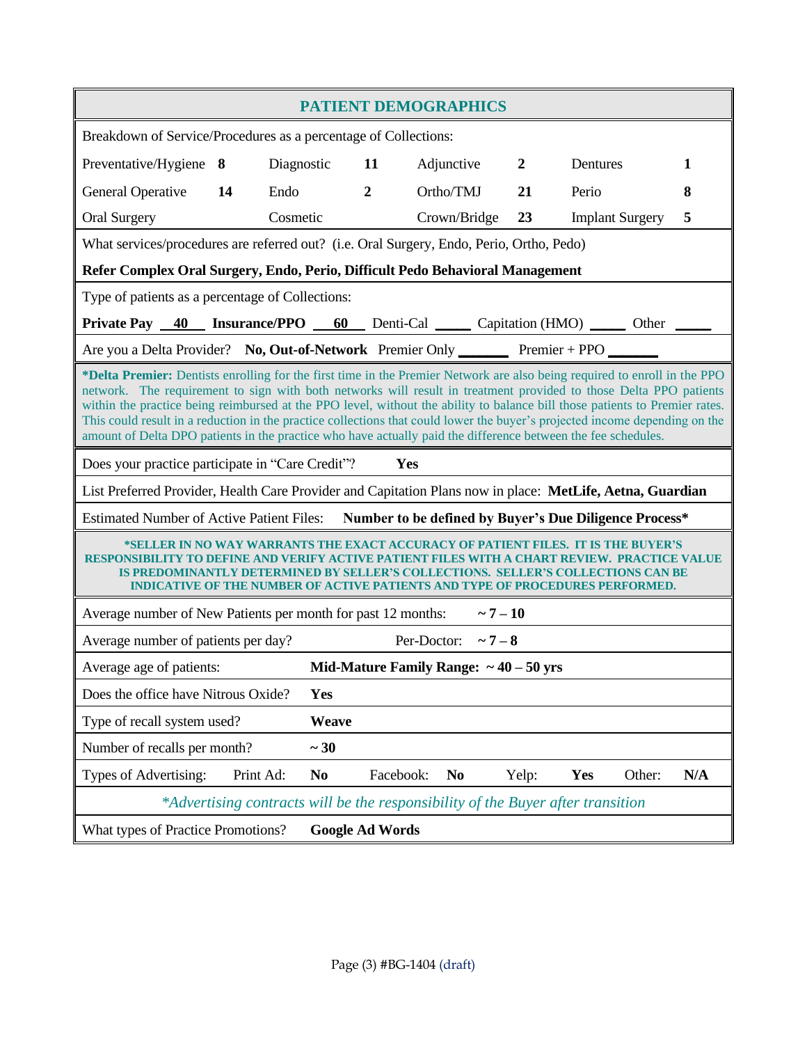## PATIENT DEMOGRAPHICS

Breakdown of Service/Procedures as a percentage of Collections:

| | | | | | | | |
|---|---|---|---|---|---|---|---|
| Preventative/Hygiene | 8 | Diagnostic | 11 | Adjunctive | 2 | Dentures | 1 |
| General Operative | 14 | Endo | 2 | Ortho/TMJ | 21 | Perio | 8 |
| Oral Surgery | | Cosmetic | | Crown/Bridge | 23 | Implant Surgery | 5 |

What services/procedures are referred out? (i.e. Oral Surgery, Endo, Perio, Ortho, Pedo)

**Refer Complex Oral Surgery, Endo, Perio, Difficult Pedo Behavioral Management**

Type of patients as a percentage of Collections:

**Private Pay** __40__ **Insurance/PPO** __60__ Denti-Cal _____ Capitation (HMO) _____ Other _____

Are you a Delta Provider? **No, Out-of-Network** Premier Only _______ Premier + PPO _______

**\*Delta Premier:** Dentists enrolling for the first time in the Premier Network are also being required to enroll in the PPO network. The requirement to sign with both networks will result in treatment provided to those Delta PPO patients within the practice being reimbursed at the PPO level, without the ability to balance bill those patients to Premier rates. This could result in a reduction in the practice collections that could lower the buyer's projected income depending on the amount of Delta DPO patients in the practice who have actually paid the difference between the fee schedules.

Does your practice participate in "Care Credit"? **Yes**

List Preferred Provider, Health Care Provider and Capitation Plans now in place: **MetLife, Aetna, Guardian**

Estimated Number of Active Patient Files: **Number to be defined by Buyer's Due Diligence Process\***

**\*SELLER IN NO WAY WARRANTS THE EXACT ACCURACY OF PATIENT FILES. IT IS THE BUYER'S RESPONSIBILITY TO DEFINE AND VERIFY ACTIVE PATIENT FILES WITH A CHART REVIEW. PRACTICE VALUE IS PREDOMINANTLY DETERMINED BY SELLER'S COLLECTIONS. SELLER'S COLLECTIONS CAN BE INDICATIVE OF THE NUMBER OF ACTIVE PATIENTS AND TYPE OF PROCEDURES PERFORMED.**

Average number of New Patients per month for past 12 months: **~ 7 – 10**

Average number of patients per day? Per-Doctor: **~ 7 – 8**

Average age of patients: **Mid-Mature Family Range: ~ 40 – 50 yrs**

Does the office have Nitrous Oxide? **Yes**

Type of recall system used? **Weave**

Number of recalls per month? **~ 30**

Types of Advertising: Print Ad: **No** Facebook: **No** Yelp: **Yes** Other: **N/A**

*\*Advertising contracts will be the responsibility of the Buyer after transition*

What types of Practice Promotions? **Google Ad Words**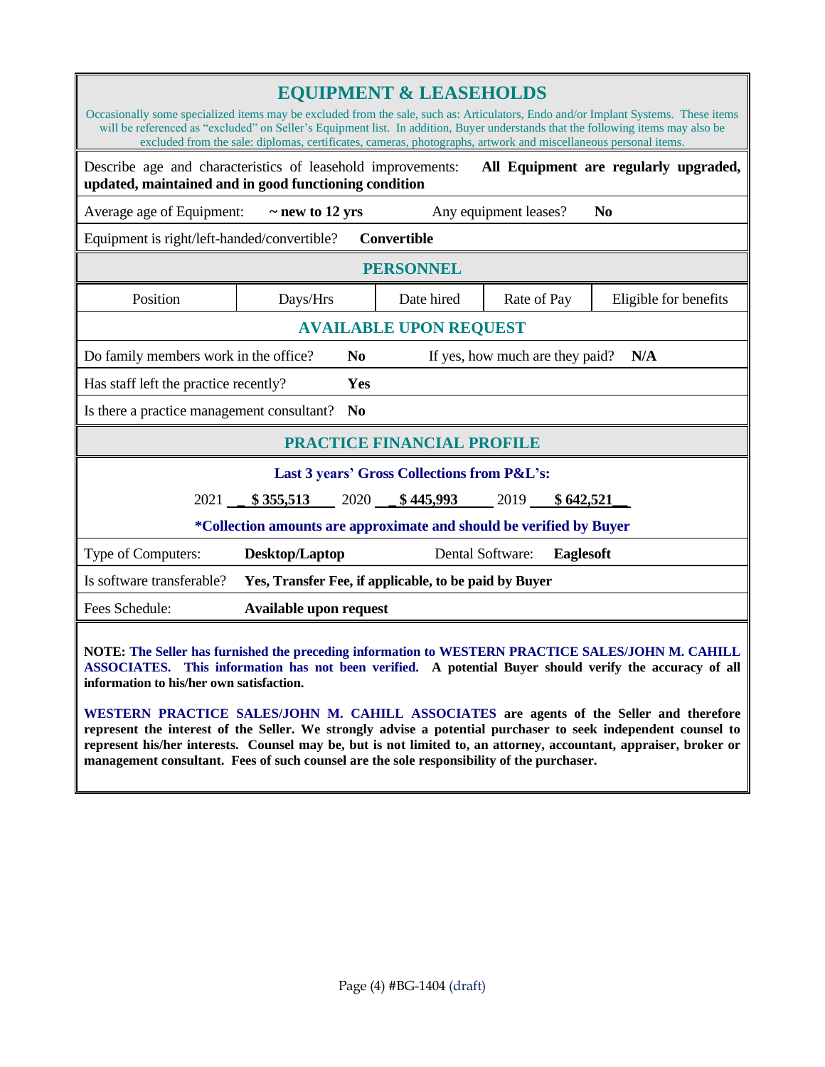## EQUIPMENT & LEASEHOLDS

Occasionally some specialized items may be excluded from the sale, such as: Articulators, Endo and/or Implant Systems. These items will be referenced as "excluded" on Seller's Equipment list. In addition, Buyer understands that the following items may also be excluded from the sale: diplomas, certificates, cameras, photographs, artwork and miscellaneous personal items.

Describe age and characteristics of leasehold improvements: **All Equipment are regularly upgraded, updated, maintained and in good functioning condition**

Average age of Equipment: **~ new to 12 yrs** Any equipment leases? **No**

Equipment is right/left-handed/convertible? **Convertible**

## PERSONNEL

| Position | Days/Hrs | Date hired | Rate of Pay | Eligible for benefits |
|---|---|---|---|---|
| **AVAILABLE UPON REQUEST** | | | | |

Do family members work in the office? **No** If yes, how much are they paid? **N/A**

Has staff left the practice recently? **Yes**

Is there a practice management consultant? **No**

## PRACTICE FINANCIAL PROFILE

**Last 3 years' Gross Collections from P&L's:**

2021 **$ 355,513** 2020 **$ 445,993** 2019 **$ 642,521**

***Collection amounts are approximate and should be verified by Buyer**

Type of Computers: **Desktop/Laptop** Dental Software: **Eaglesoft**

Is software transferable? **Yes, Transfer Fee, if applicable, to be paid by Buyer**

Fees Schedule: **Available upon request**

**NOTE: The Seller has furnished the preceding information to WESTERN PRACTICE SALES/JOHN M. CAHILL ASSOCIATES. This information has not been verified. A potential Buyer should verify the accuracy of all information to his/her own satisfaction.**

**WESTERN PRACTICE SALES/JOHN M. CAHILL ASSOCIATES are agents of the Seller and therefore represent the interest of the Seller. We strongly advise a potential purchaser to seek independent counsel to represent his/her interests. Counsel may be, but is not limited to, an attorney, accountant, appraiser, broker or management consultant. Fees of such counsel are the sole responsibility of the purchaser.**

Page (4) #BG-1404 (draft)